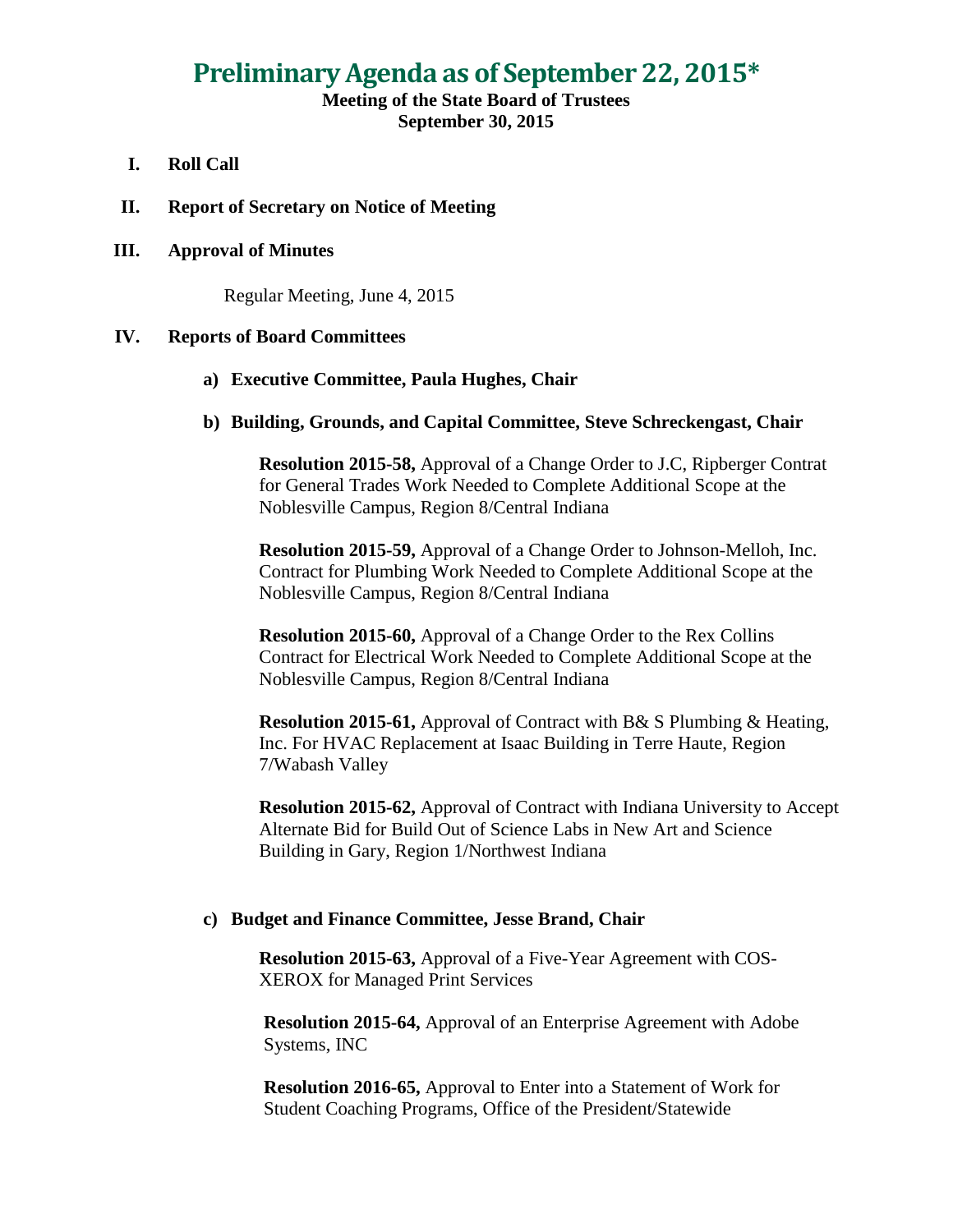# Preliminary Agenda as of September 22, 2015*

**Meeting of the State Board of Trustees**
**September 30, 2015**

**I. Roll Call**

**II. Report of Secretary on Notice of Meeting**

**III. Approval of Minutes**

Regular Meeting, June 4, 2015

**IV. Reports of Board Committees**

**a) Executive Committee, Paula Hughes, Chair**

**b) Building, Grounds, and Capital Committee, Steve Schreckengast, Chair**

**Resolution 2015-58,** Approval of a Change Order to J.C, Ripberger Contrat for General Trades Work Needed to Complete Additional Scope at the Noblesville Campus, Region 8/Central Indiana

**Resolution 2015-59,** Approval of a Change Order to Johnson-Melloh, Inc. Contract for Plumbing Work Needed to Complete Additional Scope at the Noblesville Campus, Region 8/Central Indiana

**Resolution 2015-60,** Approval of a Change Order to the Rex Collins Contract for Electrical Work Needed to Complete Additional Scope at the Noblesville Campus, Region 8/Central Indiana

**Resolution 2015-61,** Approval of Contract with B& S Plumbing & Heating, Inc. For HVAC Replacement at Isaac Building in Terre Haute, Region 7/Wabash Valley

**Resolution 2015-62,** Approval of Contract with Indiana University to Accept Alternate Bid for Build Out of Science Labs in New Art and Science Building in Gary, Region 1/Northwest Indiana

**c) Budget and Finance Committee, Jesse Brand, Chair**

**Resolution 2015-63,** Approval of a Five-Year Agreement with COS-XEROX for Managed Print Services

**Resolution 2015-64,** Approval of an Enterprise Agreement with Adobe Systems, INC

**Resolution 2016-65,** Approval to Enter into a Statement of Work for Student Coaching Programs, Office of the President/Statewide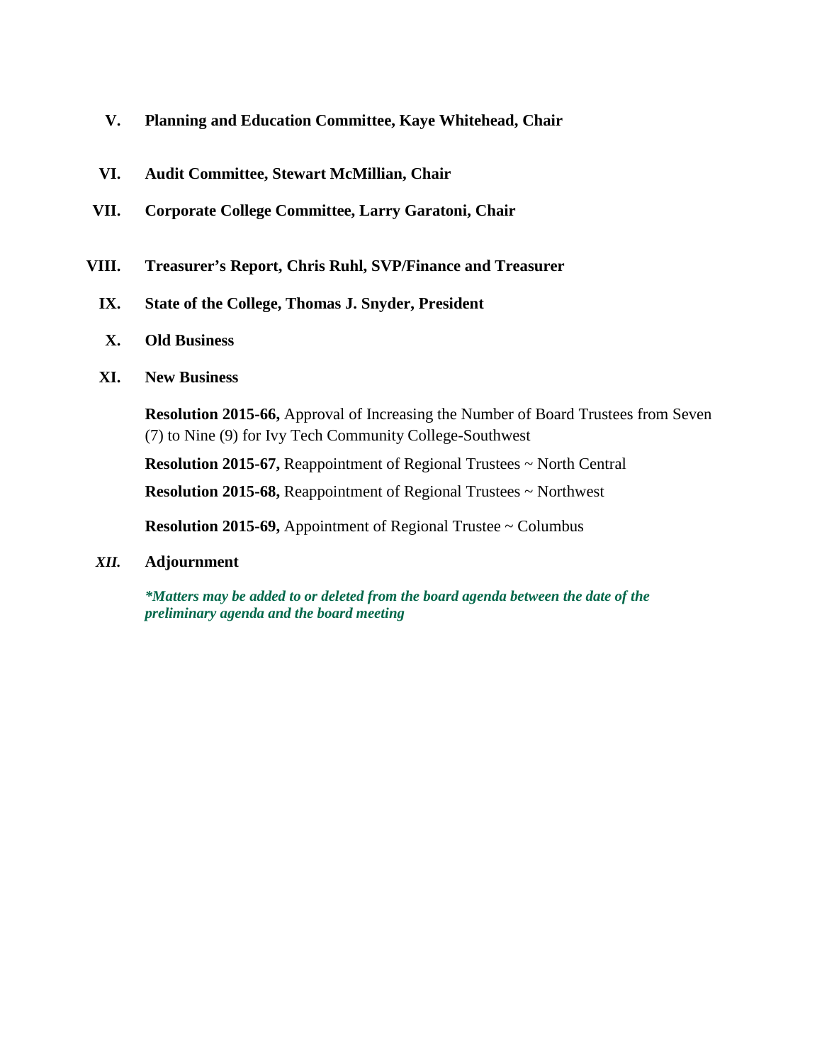**V. Planning and Education Committee, Kaye Whitehead, Chair**

**VI. Audit Committee, Stewart McMillian, Chair**

**VII. Corporate College Committee, Larry Garatoni, Chair**

**VIII. Treasurer's Report, Chris Ruhl, SVP/Finance and Treasurer**

**IX. State of the College, Thomas J. Snyder, President**

**X. Old Business**

**XI. New Business**

**Resolution 2015-66,** Approval of Increasing the Number of Board Trustees from Seven (7) to Nine (9) for Ivy Tech Community College-Southwest

**Resolution 2015-67,** Reappointment of Regional Trustees ~ North Central

**Resolution 2015-68,** Reappointment of Regional Trustees ~ Northwest

**Resolution 2015-69,** Appointment of Regional Trustee ~ Columbus

***XII.* Adjournment**

***Matters may be added to or deleted from the board agenda between the date of the preliminary agenda and the board meeting***